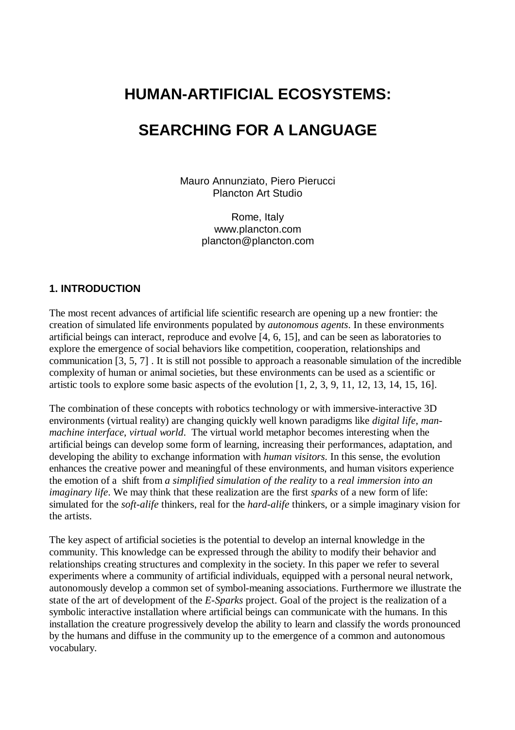# HUMAN-ARTIFICIAL ECOSYSTEMS:

# SEARCHING FOR A LANGUAGE

Mauro Annunziato, Piero Pierucci
Plancton Art Studio

Rome, Italy
www.plancton.com
plancton@plancton.com

## 1. INTRODUCTION

The most recent advances of artificial life scientific research are opening up a new frontier: the creation of simulated life environments populated by *autonomous agents*. In these environments artificial beings can interact, reproduce and evolve [4, 6, 15], and can be seen as laboratories to explore the emergence of social behaviors like competition, cooperation, relationships and communication [3, 5, 7] . It is still not possible to approach a reasonable simulation of the incredible complexity of human or animal societies, but these environments can be used as a scientific or artistic tools to explore some basic aspects of the evolution [1, 2, 3, 9, 11, 12, 13, 14, 15, 16].

The combination of these concepts with robotics technology or with immersive-interactive 3D environments (virtual reality) are changing quickly well known paradigms like *digital life*, *man-machine interface*, *virtual world*. The virtual world metaphor becomes interesting when the artificial beings can develop some form of learning, increasing their performances, adaptation, and developing the ability to exchange information with *human visitors*. In this sense, the evolution enhances the creative power and meaningful of these environments, and human visitors experience the emotion of a shift from *a simplified simulation of the reality* to a *real immersion into an imaginary life*. We may think that these realization are the first *sparks* of a new form of life: simulated for the *soft-alife* thinkers, real for the *hard-alife* thinkers, or a simple imaginary vision for the artists.

The key aspect of artificial societies is the potential to develop an internal knowledge in the community. This knowledge can be expressed through the ability to modify their behavior and relationships creating structures and complexity in the society. In this paper we refer to several experiments where a community of artificial individuals, equipped with a personal neural network, autonomously develop a common set of symbol-meaning associations. Furthermore we illustrate the state of the art of development of the *E-Sparks* project. Goal of the project is the realization of a symbolic interactive installation where artificial beings can communicate with the humans. In this installation the creature progressively develop the ability to learn and classify the words pronounced by the humans and diffuse in the community up to the emergence of a common and autonomous vocabulary.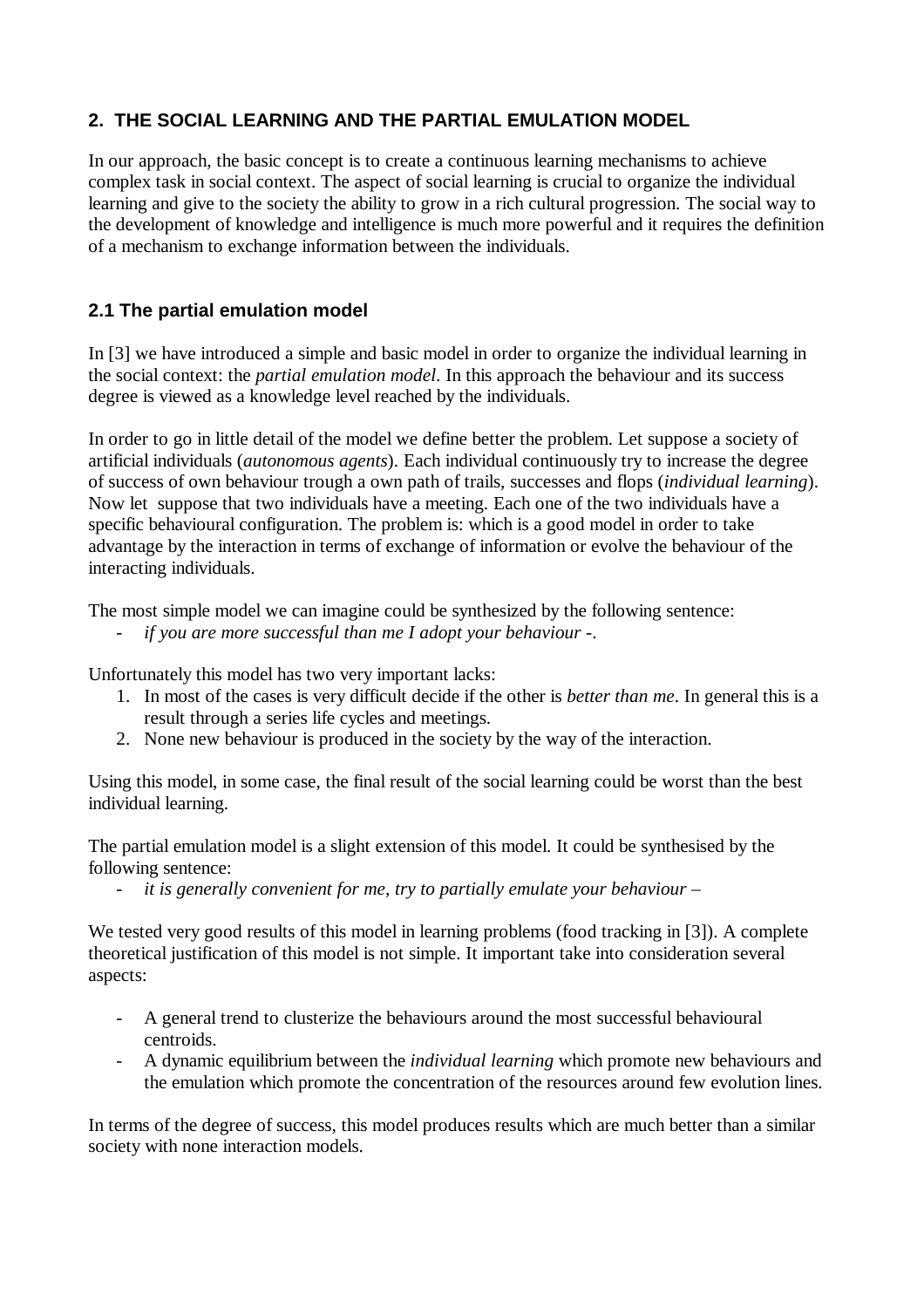## 2. THE SOCIAL LEARNING AND THE PARTIAL EMULATION MODEL

In our approach, the basic concept is to create a continuous learning mechanisms to achieve complex task in social context. The aspect of social learning is crucial to organize the individual learning and give to the society the ability to grow in a rich cultural progression. The social way to the development of knowledge and intelligence is much more powerful and it requires the definition of a mechanism to exchange information between the individuals.

### 2.1 The partial emulation model

In [3] we have introduced a simple and basic model in order to organize the individual learning in the social context: the *partial emulation model*. In this approach the behaviour and its success degree is viewed as a knowledge level reached by the individuals.

In order to go in little detail of the model we define better the problem. Let suppose a society of artificial individuals (*autonomous agents*). Each individual continuously try to increase the degree of success of own behaviour trough a own path of trails, successes and flops (*individual learning*). Now let suppose that two individuals have a meeting. Each one of the two individuals have a specific behavioural configuration. The problem is: which is a good model in order to take advantage by the interaction in terms of exchange of information or evolve the behaviour of the interacting individuals.

The most simple model we can imagine could be synthesized by the following sentence:

- *if you are more successful than me I adopt your behaviour -*.

Unfortunately this model has two very important lacks:

1. In most of the cases is very difficult decide if the other is *better than me*. In general this is a result through a series life cycles and meetings.
2. None new behaviour is produced in the society by the way of the interaction.

Using this model, in some case, the final result of the social learning could be worst than the best individual learning.

The partial emulation model is a slight extension of this model. It could be synthesised by the following sentence:

- *it is generally convenient for me, try to partially emulate your behaviour –*

We tested very good results of this model in learning problems (food tracking in [3]). A complete theoretical justification of this model is not simple. It important take into consideration several aspects:

- A general trend to clusterize the behaviours around the most successful behavioural centroids.
- A dynamic equilibrium between the *individual learning* which promote new behaviours and the emulation which promote the concentration of the resources around few evolution lines.

In terms of the degree of success, this model produces results which are much better than a similar society with none interaction models.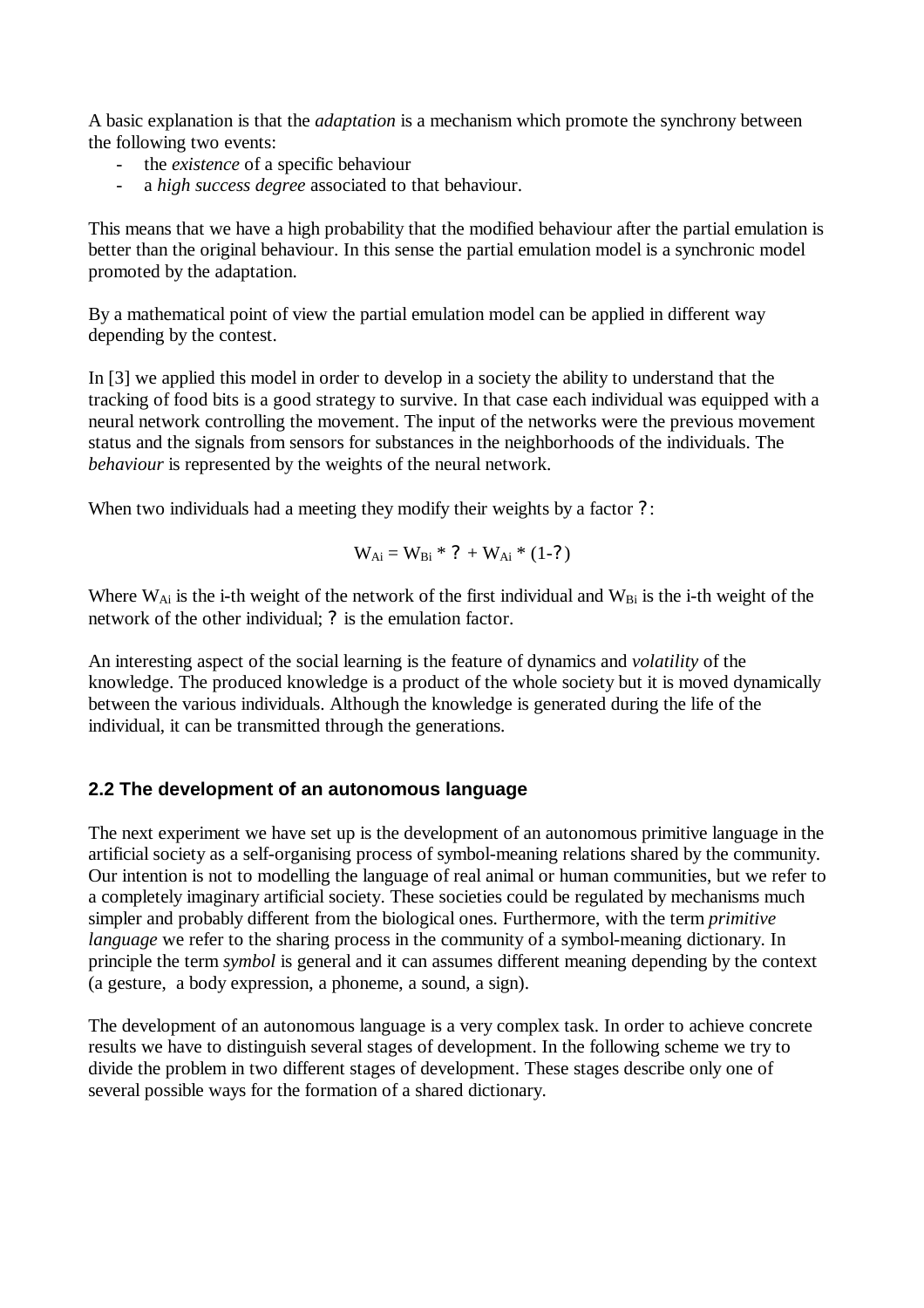A basic explanation is that the *adaptation* is a mechanism which promote the synchrony between the following two events:

- the *existence* of a specific behaviour
- a *high success degree* associated to that behaviour.

This means that we have a high probability that the modified behaviour after the partial emulation is better than the original behaviour. In this sense the partial emulation model is a synchronic model promoted by the adaptation.

By a mathematical point of view the partial emulation model can be applied in different way depending by the contest.

In [3] we applied this model in order to develop in a society the ability to understand that the tracking of food bits is a good strategy to survive. In that case each individual was equipped with a neural network controlling the movement. The input of the networks were the previous movement status and the signals from sensors for substances in the neighborhoods of the individuals. The *behaviour* is represented by the weights of the neural network.

When two individuals had a meeting they modify their weights by a factor ?:

$$W_{Ai} = W_{Bi} * ? + W_{Ai} * (1-?)$$

Where $W_{Ai}$ is the i-th weight of the network of the first individual and $W_{Bi}$ is the i-th weight of the network of the other individual; ? is the emulation factor.

An interesting aspect of the social learning is the feature of dynamics and *volatility* of the knowledge. The produced knowledge is a product of the whole society but it is moved dynamically between the various individuals. Although the knowledge is generated during the life of the individual, it can be transmitted through the generations.

## 2.2 The development of an autonomous language

The next experiment we have set up is the development of an autonomous primitive language in the artificial society as a self-organising process of symbol-meaning relations shared by the community. Our intention is not to modelling the language of real animal or human communities, but we refer to a completely imaginary artificial society. These societies could be regulated by mechanisms much simpler and probably different from the biological ones. Furthermore, with the term *primitive language* we refer to the sharing process in the community of a symbol-meaning dictionary. In principle the term *symbol* is general and it can assumes different meaning depending by the context (a gesture, a body expression, a phoneme, a sound, a sign).

The development of an autonomous language is a very complex task. In order to achieve concrete results we have to distinguish several stages of development. In the following scheme we try to divide the problem in two different stages of development. These stages describe only one of several possible ways for the formation of a shared dictionary.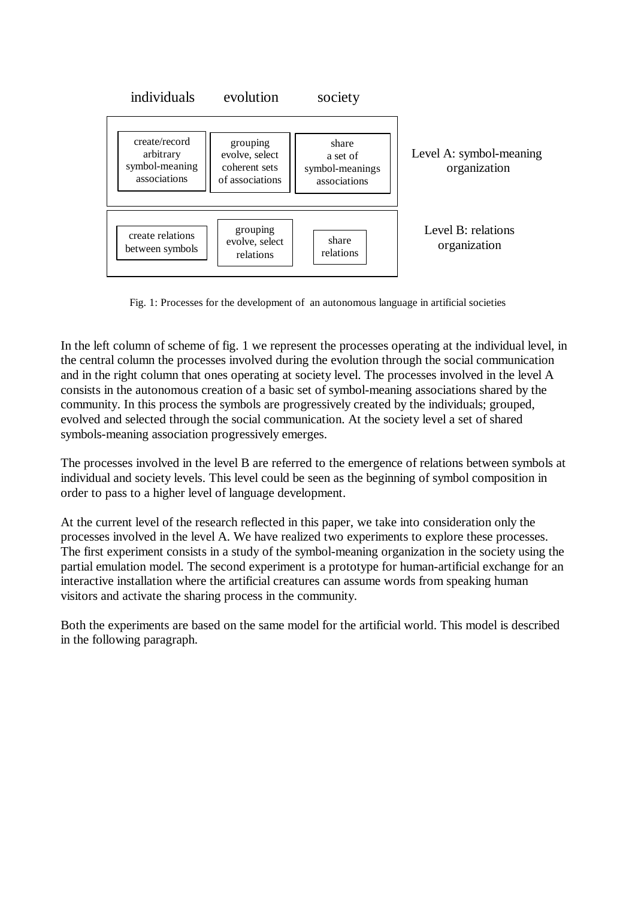| | individuals | evolution | society | |
|---|---|---|---|---|
| | create/record arbitrary symbol-meaning associations | grouping evolve, select coherent sets of associations | share a set of symbol-meanings associations | Level A: symbol-meaning organization |
| | create relations between symbols | grouping evolve, select relations | share relations | Level B: relations organization |

Fig. 1: Processes for the development of an autonomous language in artificial societies

In the left column of scheme of fig. 1 we represent the processes operating at the individual level, in the central column the processes involved during the evolution through the social communication and in the right column that ones operating at society level. The processes involved in the level A consists in the autonomous creation of a basic set of symbol-meaning associations shared by the community. In this process the symbols are progressively created by the individuals; grouped, evolved and selected through the social communication. At the society level a set of shared symbols-meaning association progressively emerges.

The processes involved in the level B are referred to the emergence of relations between symbols at individual and society levels. This level could be seen as the beginning of symbol composition in order to pass to a higher level of language development.

At the current level of the research reflected in this paper, we take into consideration only the processes involved in the level A. We have realized two experiments to explore these processes. The first experiment consists in a study of the symbol-meaning organization in the society using the partial emulation model. The second experiment is a prototype for human-artificial exchange for an interactive installation where the artificial creatures can assume words from speaking human visitors and activate the sharing process in the community.

Both the experiments are based on the same model for the artificial world. This model is described in the following paragraph.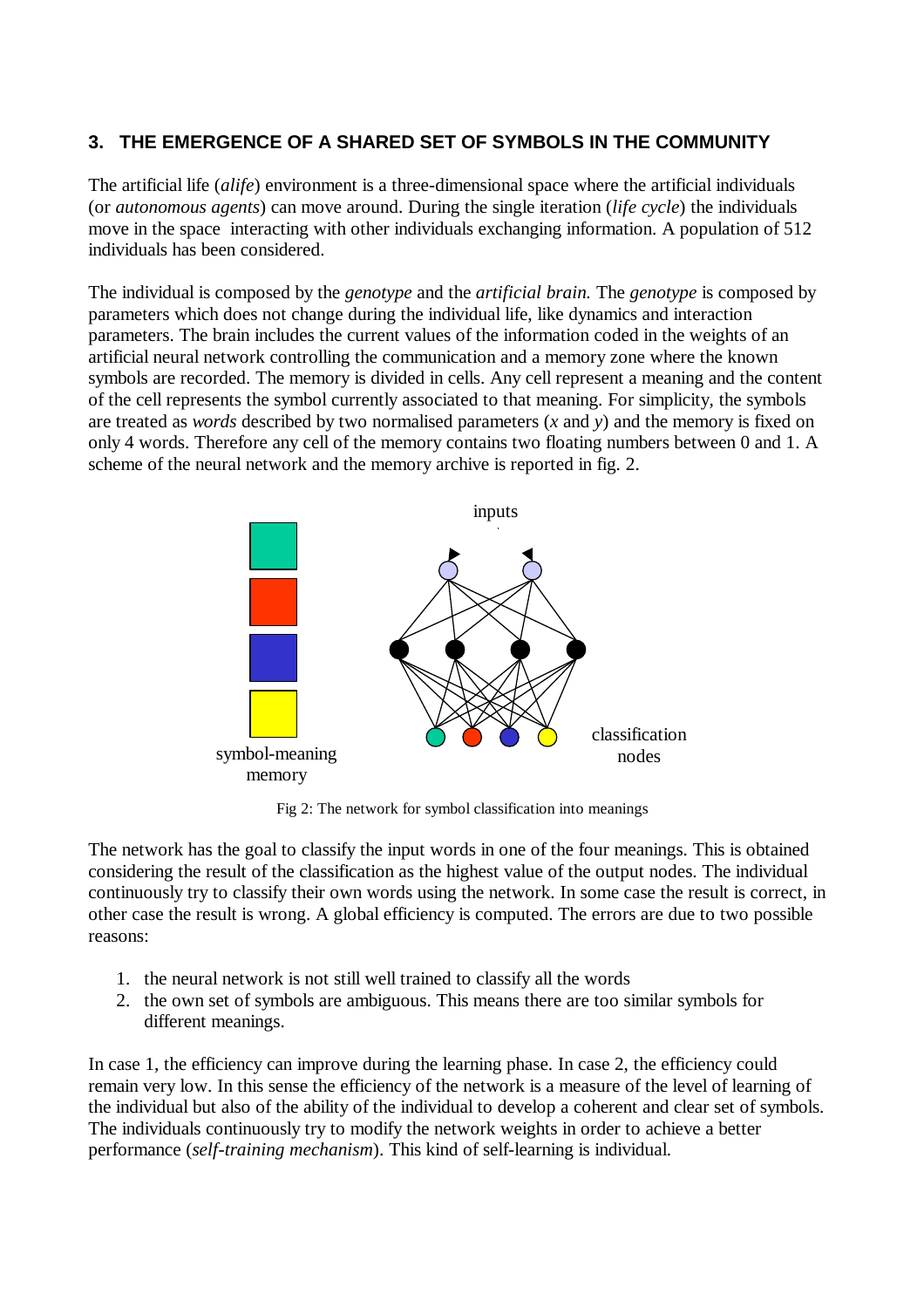## 3. THE EMERGENCE OF A SHARED SET OF SYMBOLS IN THE COMMUNITY

The artificial life (*alife*) environment is a three-dimensional space where the artificial individuals (or *autonomous agents*) can move around. During the single iteration (*life cycle*) the individuals move in the space interacting with other individuals exchanging information. A population of 512 individuals has been considered.

The individual is composed by the *genotype* and the *artificial brain.* The *genotype* is composed by parameters which does not change during the individual life, like dynamics and interaction parameters. The brain includes the current values of the information coded in the weights of an artificial neural network controlling the communication and a memory zone where the known symbols are recorded. The memory is divided in cells. Any cell represent a meaning and the content of the cell represents the symbol currently associated to that meaning. For simplicity, the symbols are treated as *words* described by two normalised parameters ($x$ and $y$) and the memory is fixed on only 4 words. Therefore any cell of the memory contains two floating numbers between 0 and 1. A scheme of the neural network and the memory archive is reported in fig. 2.

inputs

symbol-meaning memory

classification nodes

Fig 2: The network for symbol classification into meanings

The network has the goal to classify the input words in one of the four meanings. This is obtained considering the result of the classification as the highest value of the output nodes. The individual continuously try to classify their own words using the network. In some case the result is correct, in other case the result is wrong. A global efficiency is computed. The errors are due to two possible reasons:

1. the neural network is not still well trained to classify all the words
2. the own set of symbols are ambiguous. This means there are too similar symbols for different meanings.

In case 1, the efficiency can improve during the learning phase. In case 2, the efficiency could remain very low. In this sense the efficiency of the network is a measure of the level of learning of the individual but also of the ability of the individual to develop a coherent and clear set of symbols. The individuals continuously try to modify the network weights in order to achieve a better performance (*self-training mechanism*). This kind of self-learning is individual.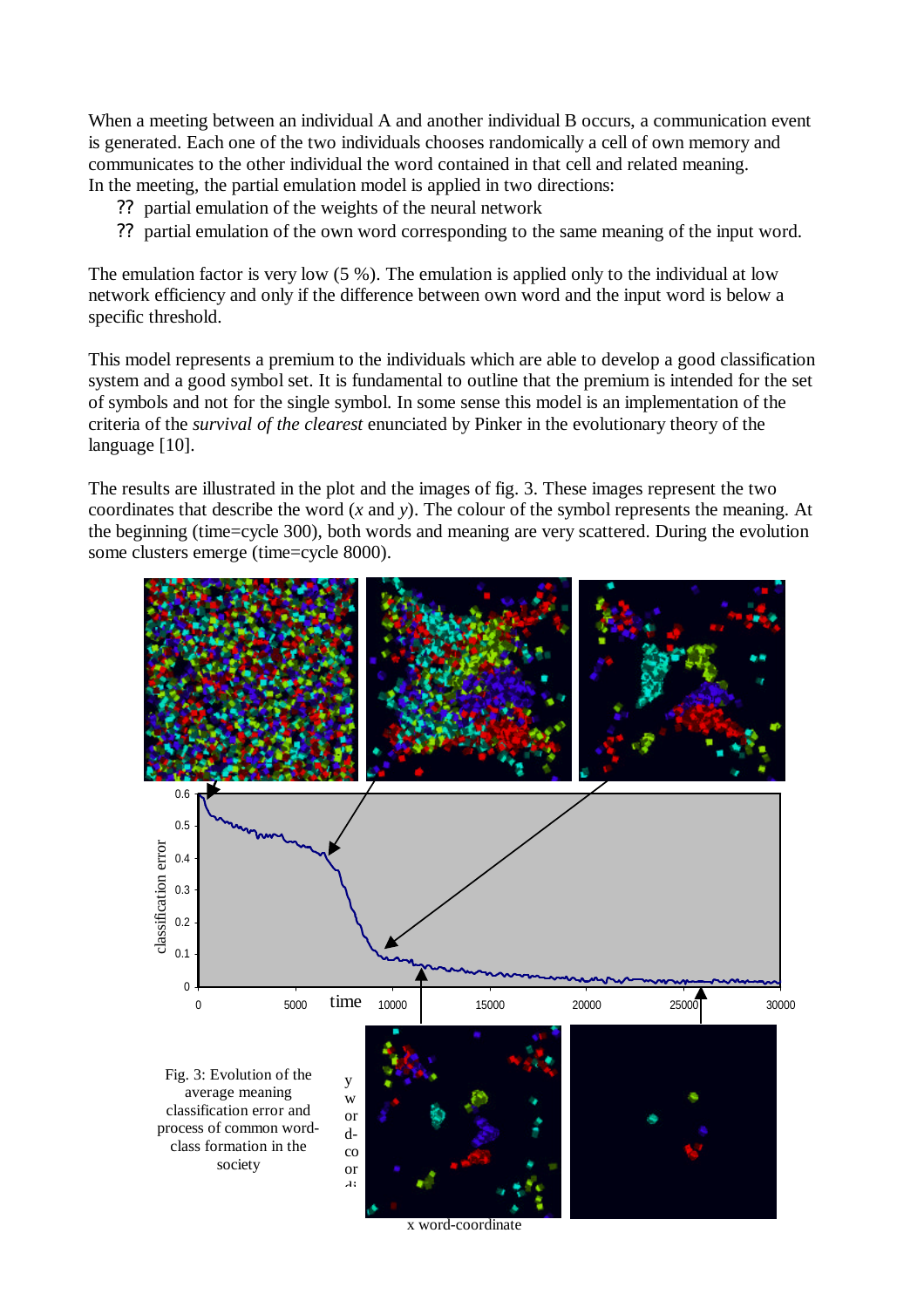When a meeting between an individual A and another individual B occurs, a communication event is generated. Each one of the two individuals chooses randomically a cell of own memory and communicates to the other individual the word contained in that cell and related meaning.
In the meeting, the partial emulation model is applied in two directions:

- partial emulation of the weights of the neural network
- partial emulation of the own word corresponding to the same meaning of the input word.

The emulation factor is very low (5 %). The emulation is applied only to the individual at low network efficiency and only if the difference between own word and the input word is below a specific threshold.

This model represents a premium to the individuals which are able to develop a good classification system and a good symbol set. It is fundamental to outline that the premium is intended for the set of symbols and not for the single symbol. In some sense this model is an implementation of the criteria of the *survival of the clearest* enunciated by Pinker in the evolutionary theory of the language [10].

The results are illustrated in the plot and the images of fig. 3. These images represent the two coordinates that describe the word (*x* and *y*). The colour of the symbol represents the meaning. At the beginning (time=cycle 300), both words and meaning are very scattered. During the evolution some clusters emerge (time=cycle 8000).

Fig. 3: Evolution of the average meaning classification error and process of common word-class formation in the society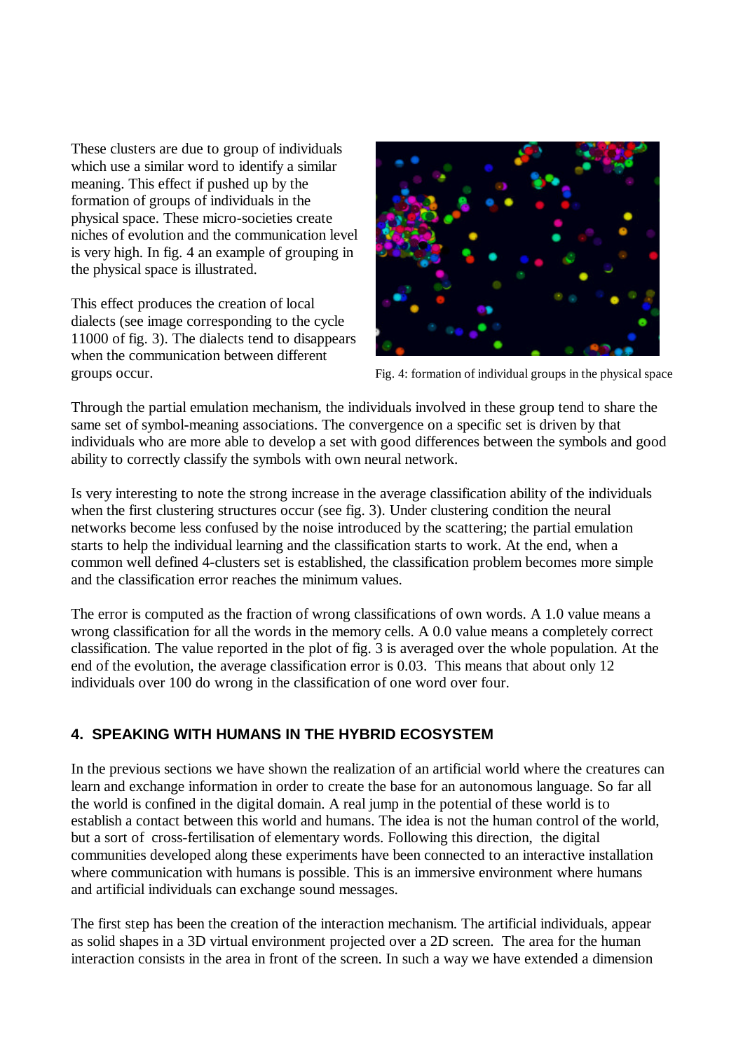These clusters are due to group of individuals which use a similar word to identify a similar meaning. This effect if pushed up by the formation of groups of individuals in the physical space. These micro-societies create niches of evolution and the communication level is very high. In fig. 4 an example of grouping in the physical space is illustrated.

This effect produces the creation of local dialects (see image corresponding to the cycle 11000 of fig. 3). The dialects tend to disappears when the communication between different groups occur.

Fig. 4: formation of individual groups in the physical space

Through the partial emulation mechanism, the individuals involved in these group tend to share the same set of symbol-meaning associations. The convergence on a specific set is driven by that individuals who are more able to develop a set with good differences between the symbols and good ability to correctly classify the symbols with own neural network.

Is very interesting to note the strong increase in the average classification ability of the individuals when the first clustering structures occur (see fig. 3). Under clustering condition the neural networks become less confused by the noise introduced by the scattering; the partial emulation starts to help the individual learning and the classification starts to work. At the end, when a common well defined 4-clusters set is established, the classification problem becomes more simple and the classification error reaches the minimum values.

The error is computed as the fraction of wrong classifications of own words. A 1.0 value means a wrong classification for all the words in the memory cells. A 0.0 value means a completely correct classification. The value reported in the plot of fig. 3 is averaged over the whole population. At the end of the evolution, the average classification error is 0.03. This means that about only 12 individuals over 100 do wrong in the classification of one word over four.

## 4. SPEAKING WITH HUMANS IN THE HYBRID ECOSYSTEM

In the previous sections we have shown the realization of an artificial world where the creatures can learn and exchange information in order to create the base for an autonomous language. So far all the world is confined in the digital domain. A real jump in the potential of these world is to establish a contact between this world and humans. The idea is not the human control of the world, but a sort of cross-fertilisation of elementary words. Following this direction, the digital communities developed along these experiments have been connected to an interactive installation where communication with humans is possible. This is an immersive environment where humans and artificial individuals can exchange sound messages.

The first step has been the creation of the interaction mechanism. The artificial individuals, appear as solid shapes in a 3D virtual environment projected over a 2D screen. The area for the human interaction consists in the area in front of the screen. In such a way we have extended a dimension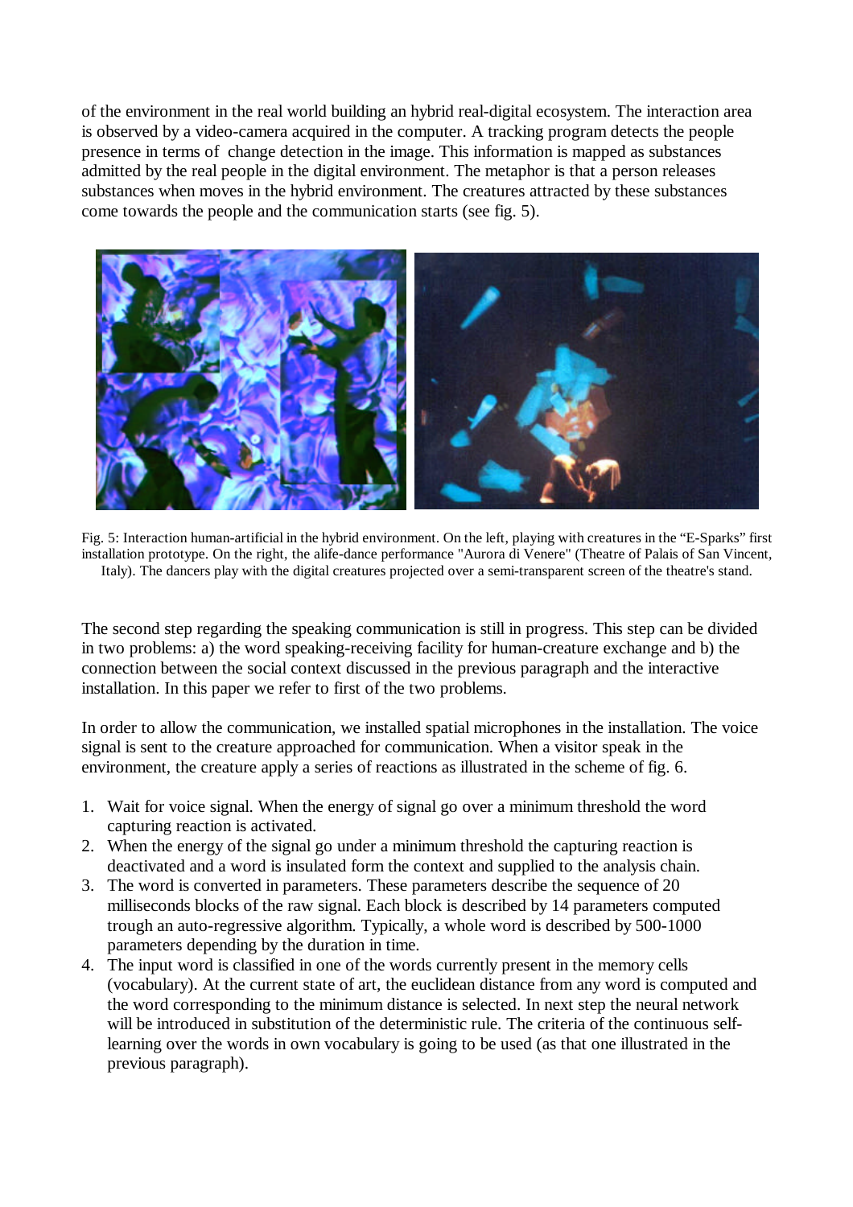of the environment in the real world building an hybrid real-digital ecosystem. The interaction area is observed by a video-camera acquired in the computer. A tracking program detects the people presence in terms of change detection in the image. This information is mapped as substances admitted by the real people in the digital environment. The metaphor is that a person releases substances when moves in the hybrid environment. The creatures attracted by these substances come towards the people and the communication starts (see fig. 5).

Fig. 5: Interaction human-artificial in the hybrid environment. On the left, playing with creatures in the "E-Sparks" first installation prototype. On the right, the alife-dance performance "Aurora di Venere" (Theatre of Palais of San Vincent, Italy). The dancers play with the digital creatures projected over a semi-transparent screen of the theatre's stand.

The second step regarding the speaking communication is still in progress. This step can be divided in two problems: a) the word speaking-receiving facility for human-creature exchange and b) the connection between the social context discussed in the previous paragraph and the interactive installation. In this paper we refer to first of the two problems.

In order to allow the communication, we installed spatial microphones in the installation. The voice signal is sent to the creature approached for communication. When a visitor speak in the environment, the creature apply a series of reactions as illustrated in the scheme of fig. 6.

1. Wait for voice signal. When the energy of signal go over a minimum threshold the word capturing reaction is activated.
2. When the energy of the signal go under a minimum threshold the capturing reaction is deactivated and a word is insulated form the context and supplied to the analysis chain.
3. The word is converted in parameters. These parameters describe the sequence of 20 milliseconds blocks of the raw signal. Each block is described by 14 parameters computed trough an auto-regressive algorithm. Typically, a whole word is described by 500-1000 parameters depending by the duration in time.
4. The input word is classified in one of the words currently present in the memory cells (vocabulary). At the current state of art, the euclidean distance from any word is computed and the word corresponding to the minimum distance is selected. In next step the neural network will be introduced in substitution of the deterministic rule. The criteria of the continuous self-learning over the words in own vocabulary is going to be used (as that one illustrated in the previous paragraph).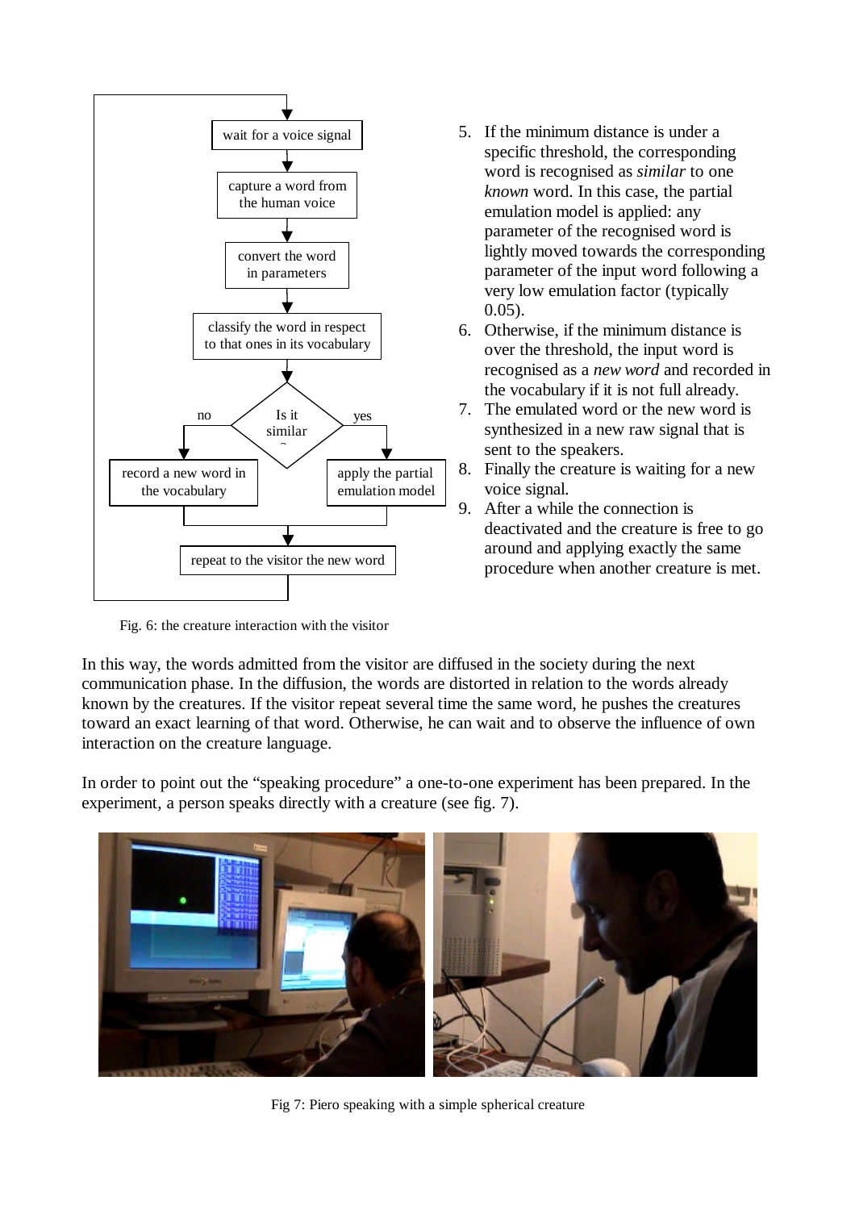wait for a voice signal

capture a word from the human voice

convert the word in parameters

classify the word in respect to that ones in its vocabulary

Is it similar ?

no — record a new word in the vocabulary

yes — apply the partial emulation model

repeat to the visitor the new word

Fig. 6: the creature interaction with the visitor

5. If the minimum distance is under a specific threshold, the corresponding word is recognised as *similar* to one *known* word. In this case, the partial emulation model is applied: any parameter of the recognised word is lightly moved towards the corresponding parameter of the input word following a very low emulation factor (typically 0.05).
6. Otherwise, if the minimum distance is over the threshold, the input word is recognised as a *new word* and recorded in the vocabulary if it is not full already.
7. The emulated word or the new word is synthesized in a new raw signal that is sent to the speakers.
8. Finally the creature is waiting for a new voice signal.
9. After a while the connection is deactivated and the creature is free to go around and applying exactly the same procedure when another creature is met.

In this way, the words admitted from the visitor are diffused in the society during the next communication phase. In the diffusion, the words are distorted in relation to the words already known by the creatures. If the visitor repeat several time the same word, he pushes the creatures toward an exact learning of that word. Otherwise, he can wait and to observe the influence of own interaction on the creature language.

In order to point out the "speaking procedure" a one-to-one experiment has been prepared. In the experiment, a person speaks directly with a creature (see fig. 7).

Fig 7: Piero speaking with a simple spherical creature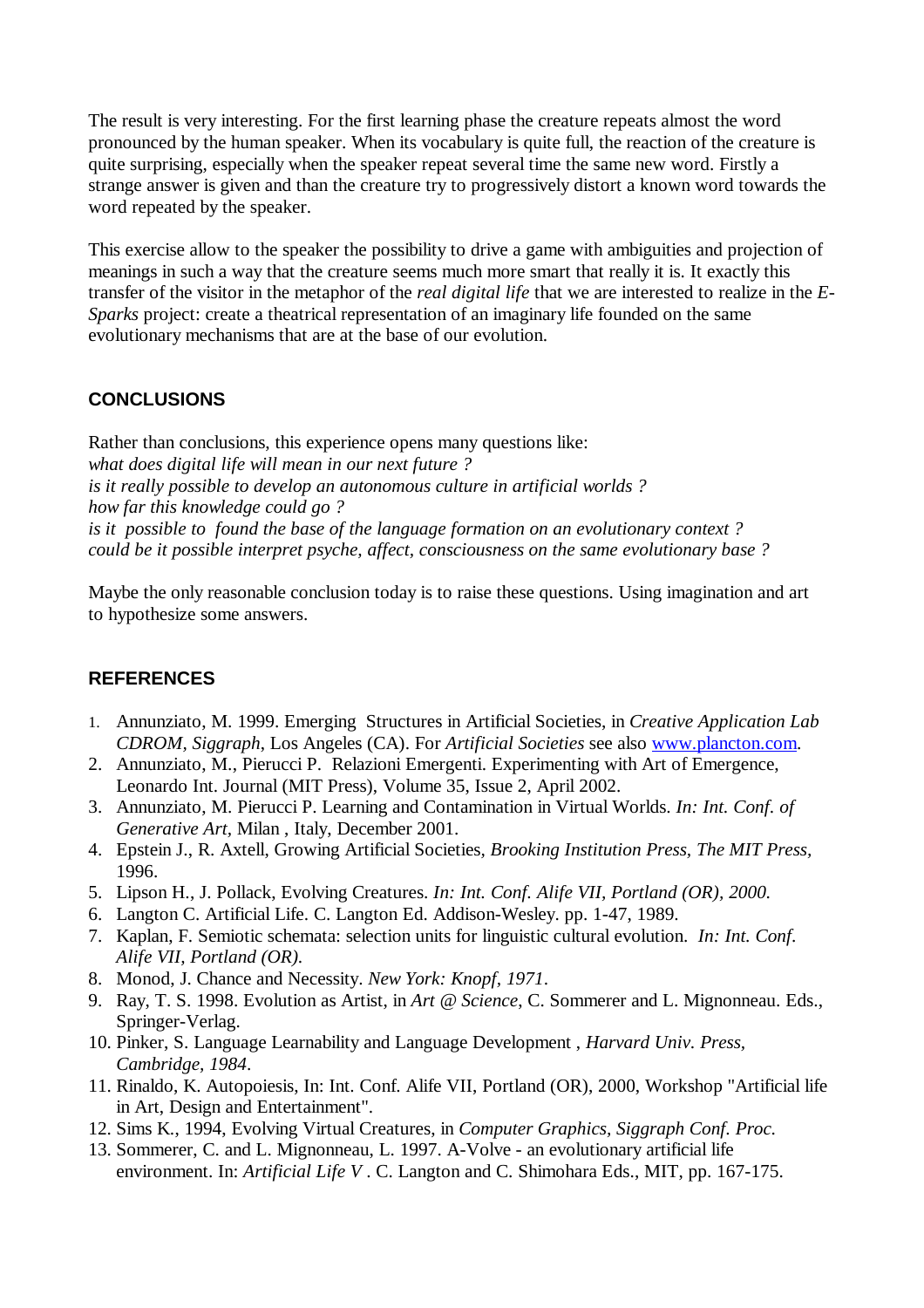The result is very interesting. For the first learning phase the creature repeats almost the word pronounced by the human speaker. When its vocabulary is quite full, the reaction of the creature is quite surprising, especially when the speaker repeat several time the same new word. Firstly a strange answer is given and than the creature try to progressively distort a known word towards the word repeated by the speaker.

This exercise allow to the speaker the possibility to drive a game with ambiguities and projection of meanings in such a way that the creature seems much more smart that really it is. It exactly this transfer of the visitor in the metaphor of the *real digital life* that we are interested to realize in the *E-Sparks* project: create a theatrical representation of an imaginary life founded on the same evolutionary mechanisms that are at the base of our evolution.

## CONCLUSIONS

Rather than conclusions, this experience opens many questions like:
*what does digital life will mean in our next future ?*
*is it really possible to develop an autonomous culture in artificial worlds ?*
*how far this knowledge could go ?*
*is it possible to found the base of the language formation on an evolutionary context ?*
*could be it possible interpret psyche, affect, consciousness on the same evolutionary base ?*

Maybe the only reasonable conclusion today is to raise these questions. Using imagination and art to hypothesize some answers.

## REFERENCES

1. Annunziato, M. 1999. Emerging Structures in Artificial Societies, in *Creative Application Lab CDROM, Siggraph*, Los Angeles (CA). For *Artificial Societies* see also www.plancton.com.
2. Annunziato, M., Pierucci P. Relazioni Emergenti. Experimenting with Art of Emergence, Leonardo Int. Journal (MIT Press), Volume 35, Issue 2, April 2002.
3. Annunziato, M. Pierucci P. Learning and Contamination in Virtual Worlds. *In: Int. Conf. of Generative Art*, Milan , Italy, December 2001.
4. Epstein J., R. Axtell, Growing Artificial Societies, *Brooking Institution Press, The MIT Press,* 1996.
5. Lipson H., J. Pollack, Evolving Creatures. *In: Int. Conf. Alife VII, Portland (OR), 2000.*
6. Langton C. Artificial Life. C. Langton Ed. Addison-Wesley. pp. 1-47, 1989.
7. Kaplan, F. Semiotic schemata: selection units for linguistic cultural evolution. *In: Int. Conf. Alife VII, Portland (OR).*
8. Monod, J. Chance and Necessity. *New York: Knopf, 1971.*
9. Ray, T. S. 1998. Evolution as Artist, in *Art @ Science*, C. Sommerer and L. Mignonneau. Eds., Springer-Verlag.
10. Pinker, S. Language Learnability and Language Development , *Harvard Univ. Press, Cambridge, 1984.*
11. Rinaldo, K. Autopoiesis, In: Int. Conf. Alife VII, Portland (OR), 2000, Workshop "Artificial life in Art, Design and Entertainment".
12. Sims K., 1994, Evolving Virtual Creatures, in *Computer Graphics, Siggraph Conf. Proc.*
13. Sommerer, C. and L. Mignonneau, L. 1997. A-Volve - an evolutionary artificial life environment. In: *Artificial Life V* . C. Langton and C. Shimohara Eds., MIT, pp. 167-175.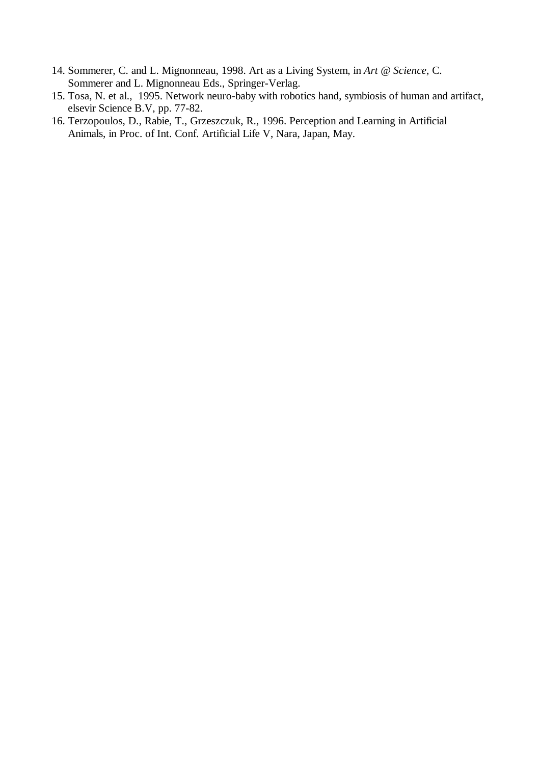14. Sommerer, C. and L. Mignonneau, 1998. Art as a Living System, in *Art @ Science*, C. Sommerer and L. Mignonneau Eds., Springer-Verlag.
15. Tosa, N. et al., 1995. Network neuro-baby with robotics hand, symbiosis of human and artifact, elsevir Science B.V, pp. 77-82.
16. Terzopoulos, D., Rabie, T., Grzeszczuk, R., 1996. Perception and Learning in Artificial Animals, in Proc. of Int. Conf. Artificial Life V, Nara, Japan, May.